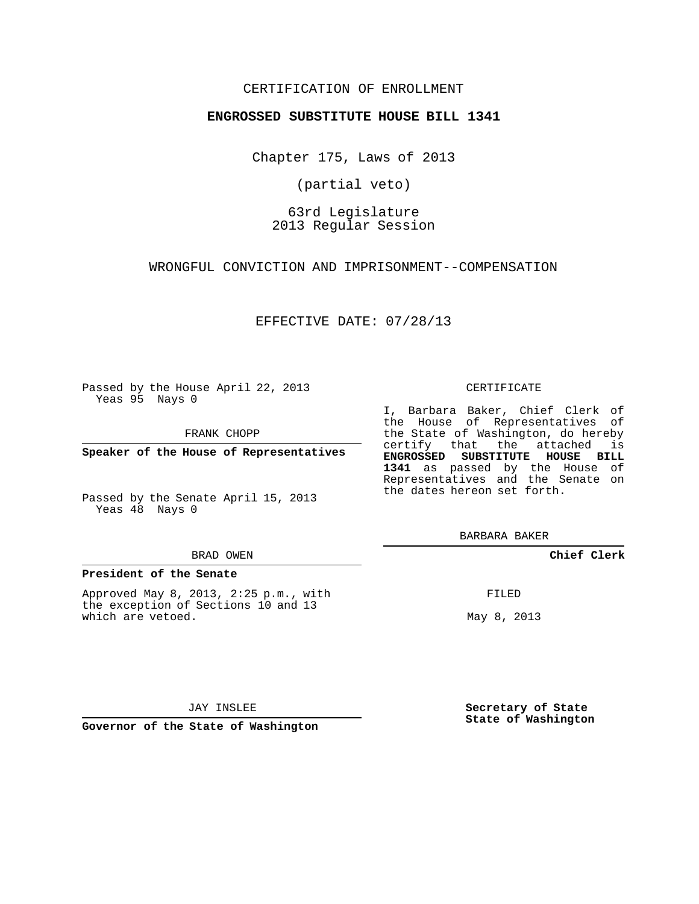CERTIFICATION OF ENROLLMENT

**ENGROSSED SUBSTITUTE HOUSE BILL 1341**

Chapter 175, Laws of 2013

(partial veto)

63rd Legislature
2013 Regular Session

WRONGFUL CONVICTION AND IMPRISONMENT--COMPENSATION

EFFECTIVE DATE: 07/28/13

Passed by the House April 22, 2013
Yeas 95 Nays 0

FRANK CHOPP

**Speaker of the House of Representatives**

Passed by the Senate April 15, 2013
Yeas 48 Nays 0

BRAD OWEN

**President of the Senate**

Approved May 8, 2013, 2:25 p.m., with the exception of Sections 10 and 13 which are vetoed.

JAY INSLEE

**Governor of the State of Washington**

CERTIFICATE

I, Barbara Baker, Chief Clerk of the House of Representatives of the State of Washington, do hereby certify that the attached is **ENGROSSED SUBSTITUTE HOUSE BILL 1341** as passed by the House of Representatives and the Senate on the dates hereon set forth.

BARBARA BAKER

**Chief Clerk**

FILED

May 8, 2013

**Secretary of State**
**State of Washington**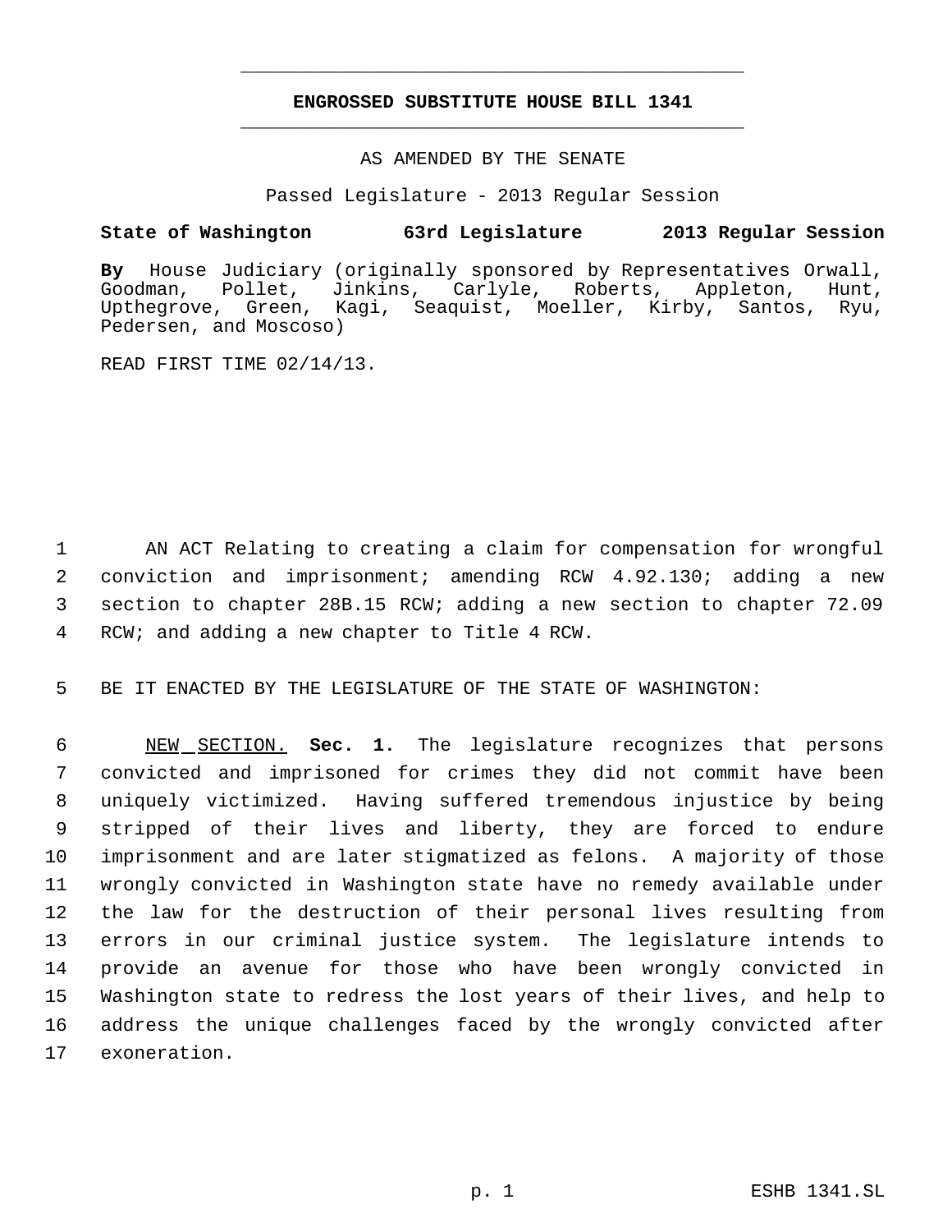**ENGROSSED SUBSTITUTE HOUSE BILL 1341**

AS AMENDED BY THE SENATE

Passed Legislature - 2013 Regular Session

**State of Washington 63rd Legislature 2013 Regular Session**

**By** House Judiciary (originally sponsored by Representatives Orwall, Goodman, Pollet, Jinkins, Carlyle, Roberts, Appleton, Hunt, Upthegrove, Green, Kagi, Seaquist, Moeller, Kirby, Santos, Ryu, Pedersen, and Moscoso)

READ FIRST TIME 02/14/13.

AN ACT Relating to creating a claim for compensation for wrongful conviction and imprisonment; amending RCW 4.92.130; adding a new section to chapter 28B.15 RCW; adding a new section to chapter 72.09 RCW; and adding a new chapter to Title 4 RCW.

BE IT ENACTED BY THE LEGISLATURE OF THE STATE OF WASHINGTON:

NEW SECTION. **Sec. 1.** The legislature recognizes that persons convicted and imprisoned for crimes they did not commit have been uniquely victimized. Having suffered tremendous injustice by being stripped of their lives and liberty, they are forced to endure imprisonment and are later stigmatized as felons. A majority of those wrongly convicted in Washington state have no remedy available under the law for the destruction of their personal lives resulting from errors in our criminal justice system. The legislature intends to provide an avenue for those who have been wrongly convicted in Washington state to redress the lost years of their lives, and help to address the unique challenges faced by the wrongly convicted after exoneration.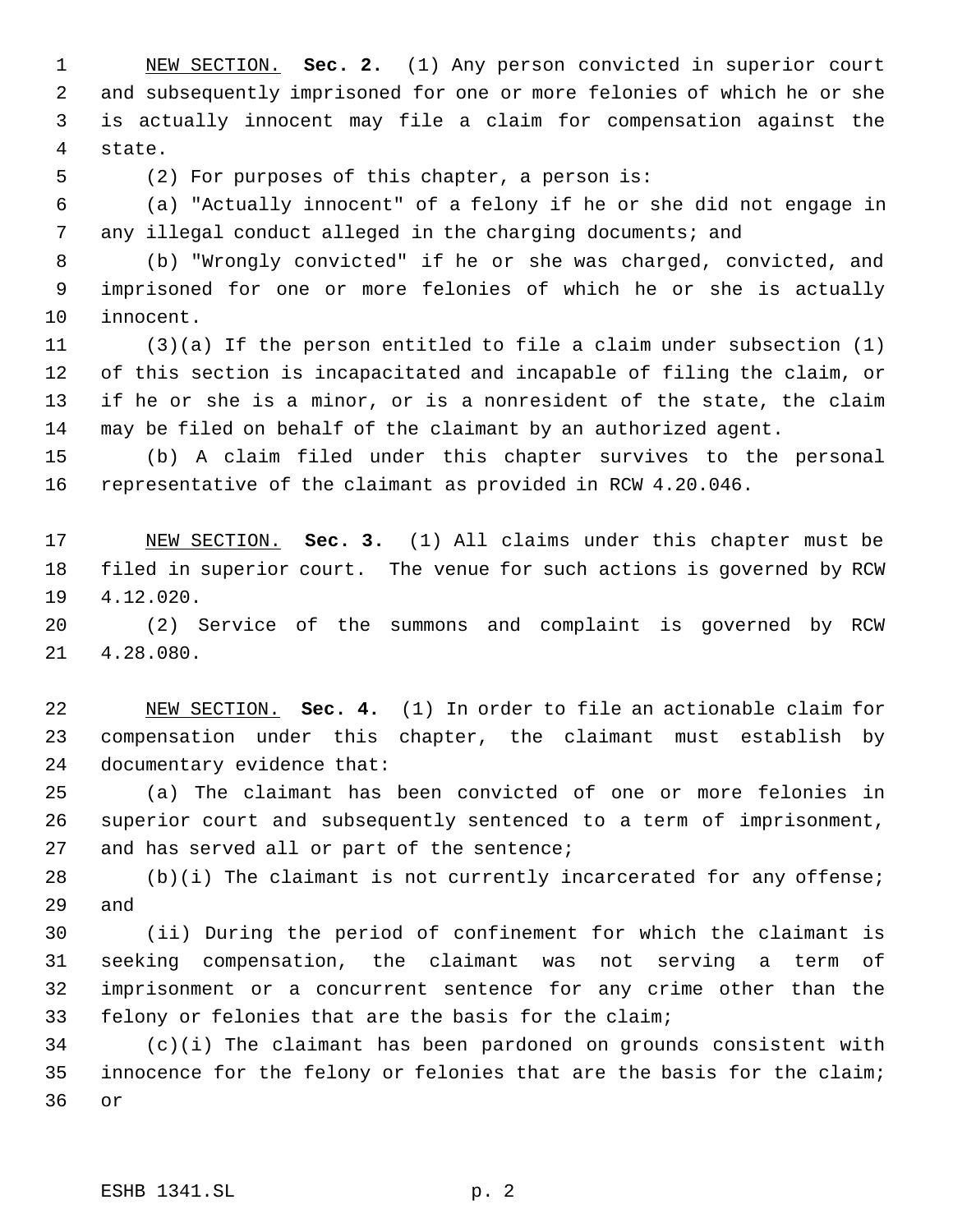NEW SECTION. **Sec. 2.** (1) Any person convicted in superior court and subsequently imprisoned for one or more felonies of which he or she is actually innocent may file a claim for compensation against the state.

(2) For purposes of this chapter, a person is:

(a) "Actually innocent" of a felony if he or she did not engage in any illegal conduct alleged in the charging documents; and

(b) "Wrongly convicted" if he or she was charged, convicted, and imprisoned for one or more felonies of which he or she is actually innocent.

(3)(a) If the person entitled to file a claim under subsection (1) of this section is incapacitated and incapable of filing the claim, or if he or she is a minor, or is a nonresident of the state, the claim may be filed on behalf of the claimant by an authorized agent.

(b) A claim filed under this chapter survives to the personal representative of the claimant as provided in RCW 4.20.046.

NEW SECTION. **Sec. 3.** (1) All claims under this chapter must be filed in superior court. The venue for such actions is governed by RCW 4.12.020.

(2) Service of the summons and complaint is governed by RCW 4.28.080.

NEW SECTION. **Sec. 4.** (1) In order to file an actionable claim for compensation under this chapter, the claimant must establish by documentary evidence that:

(a) The claimant has been convicted of one or more felonies in superior court and subsequently sentenced to a term of imprisonment, and has served all or part of the sentence;

(b)(i) The claimant is not currently incarcerated for any offense; and

(ii) During the period of confinement for which the claimant is seeking compensation, the claimant was not serving a term of imprisonment or a concurrent sentence for any crime other than the felony or felonies that are the basis for the claim;

(c)(i) The claimant has been pardoned on grounds consistent with innocence for the felony or felonies that are the basis for the claim; or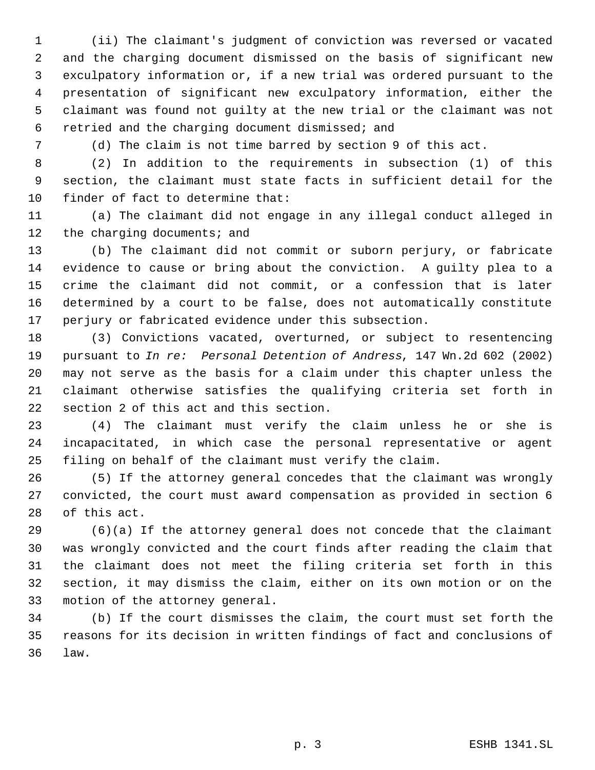(ii) The claimant's judgment of conviction was reversed or vacated and the charging document dismissed on the basis of significant new exculpatory information or, if a new trial was ordered pursuant to the presentation of significant new exculpatory information, either the claimant was found not guilty at the new trial or the claimant was not retried and the charging document dismissed; and

(d) The claim is not time barred by section 9 of this act.

(2) In addition to the requirements in subsection (1) of this section, the claimant must state facts in sufficient detail for the finder of fact to determine that:

(a) The claimant did not engage in any illegal conduct alleged in the charging documents; and

(b) The claimant did not commit or suborn perjury, or fabricate evidence to cause or bring about the conviction. A guilty plea to a crime the claimant did not commit, or a confession that is later determined by a court to be false, does not automatically constitute perjury or fabricated evidence under this subsection.

(3) Convictions vacated, overturned, or subject to resentencing pursuant to *In re: Personal Detention of Andress*, 147 Wn.2d 602 (2002) may not serve as the basis for a claim under this chapter unless the claimant otherwise satisfies the qualifying criteria set forth in section 2 of this act and this section.

(4) The claimant must verify the claim unless he or she is incapacitated, in which case the personal representative or agent filing on behalf of the claimant must verify the claim.

(5) If the attorney general concedes that the claimant was wrongly convicted, the court must award compensation as provided in section 6 of this act.

(6)(a) If the attorney general does not concede that the claimant was wrongly convicted and the court finds after reading the claim that the claimant does not meet the filing criteria set forth in this section, it may dismiss the claim, either on its own motion or on the motion of the attorney general.

(b) If the court dismisses the claim, the court must set forth the reasons for its decision in written findings of fact and conclusions of law.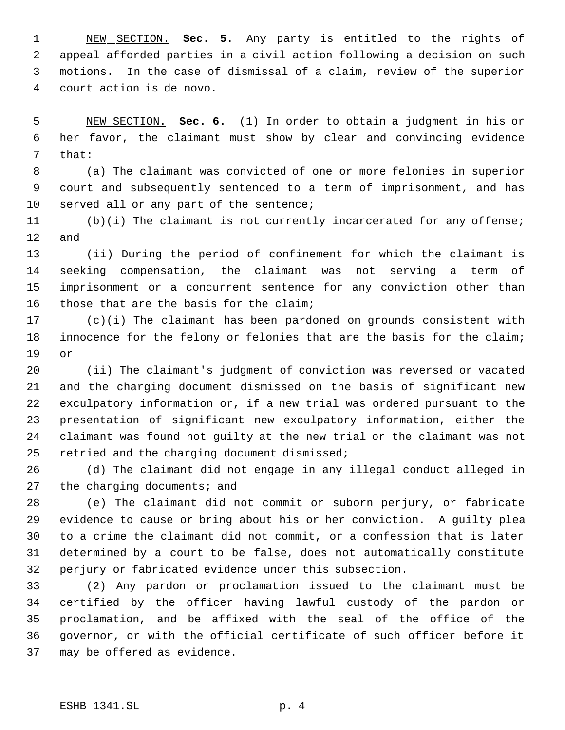NEW SECTION. **Sec. 5.** Any party is entitled to the rights of appeal afforded parties in a civil action following a decision on such motions. In the case of dismissal of a claim, review of the superior court action is de novo.

NEW SECTION. **Sec. 6.** (1) In order to obtain a judgment in his or her favor, the claimant must show by clear and convincing evidence that:

(a) The claimant was convicted of one or more felonies in superior court and subsequently sentenced to a term of imprisonment, and has served all or any part of the sentence;

(b)(i) The claimant is not currently incarcerated for any offense; and

(ii) During the period of confinement for which the claimant is seeking compensation, the claimant was not serving a term of imprisonment or a concurrent sentence for any conviction other than those that are the basis for the claim;

(c)(i) The claimant has been pardoned on grounds consistent with innocence for the felony or felonies that are the basis for the claim; or

(ii) The claimant's judgment of conviction was reversed or vacated and the charging document dismissed on the basis of significant new exculpatory information or, if a new trial was ordered pursuant to the presentation of significant new exculpatory information, either the claimant was found not guilty at the new trial or the claimant was not retried and the charging document dismissed;

(d) The claimant did not engage in any illegal conduct alleged in the charging documents; and

(e) The claimant did not commit or suborn perjury, or fabricate evidence to cause or bring about his or her conviction. A guilty plea to a crime the claimant did not commit, or a confession that is later determined by a court to be false, does not automatically constitute perjury or fabricated evidence under this subsection.

(2) Any pardon or proclamation issued to the claimant must be certified by the officer having lawful custody of the pardon or proclamation, and be affixed with the seal of the office of the governor, or with the official certificate of such officer before it may be offered as evidence.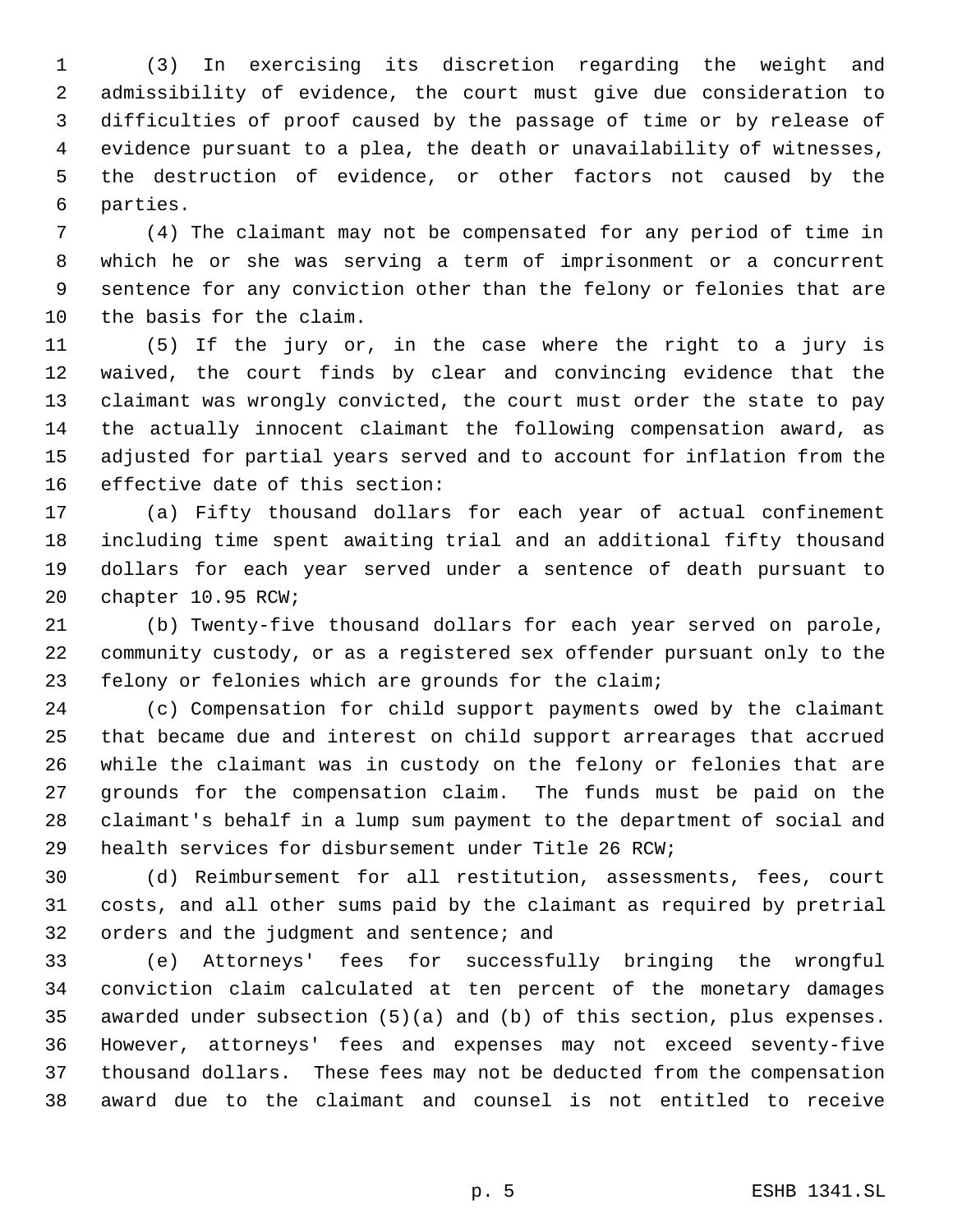(3) In exercising its discretion regarding the weight and admissibility of evidence, the court must give due consideration to difficulties of proof caused by the passage of time or by release of evidence pursuant to a plea, the death or unavailability of witnesses, the destruction of evidence, or other factors not caused by the parties.

(4) The claimant may not be compensated for any period of time in which he or she was serving a term of imprisonment or a concurrent sentence for any conviction other than the felony or felonies that are the basis for the claim.

(5) If the jury or, in the case where the right to a jury is waived, the court finds by clear and convincing evidence that the claimant was wrongly convicted, the court must order the state to pay the actually innocent claimant the following compensation award, as adjusted for partial years served and to account for inflation from the effective date of this section:

(a) Fifty thousand dollars for each year of actual confinement including time spent awaiting trial and an additional fifty thousand dollars for each year served under a sentence of death pursuant to chapter 10.95 RCW;

(b) Twenty-five thousand dollars for each year served on parole, community custody, or as a registered sex offender pursuant only to the felony or felonies which are grounds for the claim;

(c) Compensation for child support payments owed by the claimant that became due and interest on child support arrearages that accrued while the claimant was in custody on the felony or felonies that are grounds for the compensation claim. The funds must be paid on the claimant's behalf in a lump sum payment to the department of social and health services for disbursement under Title 26 RCW;

(d) Reimbursement for all restitution, assessments, fees, court costs, and all other sums paid by the claimant as required by pretrial orders and the judgment and sentence; and

(e) Attorneys' fees for successfully bringing the wrongful conviction claim calculated at ten percent of the monetary damages awarded under subsection (5)(a) and (b) of this section, plus expenses. However, attorneys' fees and expenses may not exceed seventy-five thousand dollars. These fees may not be deducted from the compensation award due to the claimant and counsel is not entitled to receive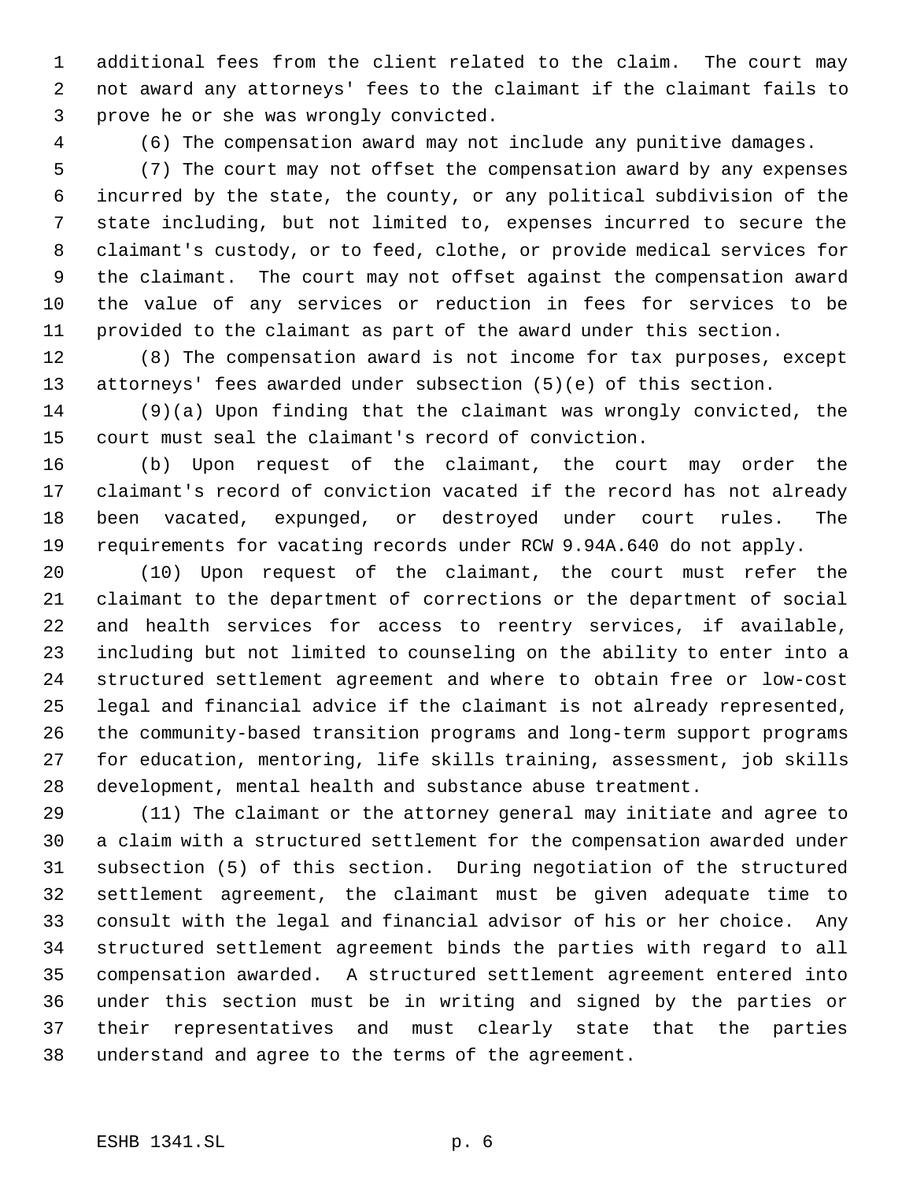additional fees from the client related to the claim. The court may not award any attorneys' fees to the claimant if the claimant fails to prove he or she was wrongly convicted.

(6) The compensation award may not include any punitive damages.

(7) The court may not offset the compensation award by any expenses incurred by the state, the county, or any political subdivision of the state including, but not limited to, expenses incurred to secure the claimant's custody, or to feed, clothe, or provide medical services for the claimant. The court may not offset against the compensation award the value of any services or reduction in fees for services to be provided to the claimant as part of the award under this section.

(8) The compensation award is not income for tax purposes, except attorneys' fees awarded under subsection (5)(e) of this section.

(9)(a) Upon finding that the claimant was wrongly convicted, the court must seal the claimant's record of conviction.

(b) Upon request of the claimant, the court may order the claimant's record of conviction vacated if the record has not already been vacated, expunged, or destroyed under court rules. The requirements for vacating records under RCW 9.94A.640 do not apply.

(10) Upon request of the claimant, the court must refer the claimant to the department of corrections or the department of social and health services for access to reentry services, if available, including but not limited to counseling on the ability to enter into a structured settlement agreement and where to obtain free or low-cost legal and financial advice if the claimant is not already represented, the community-based transition programs and long-term support programs for education, mentoring, life skills training, assessment, job skills development, mental health and substance abuse treatment.

(11) The claimant or the attorney general may initiate and agree to a claim with a structured settlement for the compensation awarded under subsection (5) of this section. During negotiation of the structured settlement agreement, the claimant must be given adequate time to consult with the legal and financial advisor of his or her choice. Any structured settlement agreement binds the parties with regard to all compensation awarded. A structured settlement agreement entered into under this section must be in writing and signed by the parties or their representatives and must clearly state that the parties understand and agree to the terms of the agreement.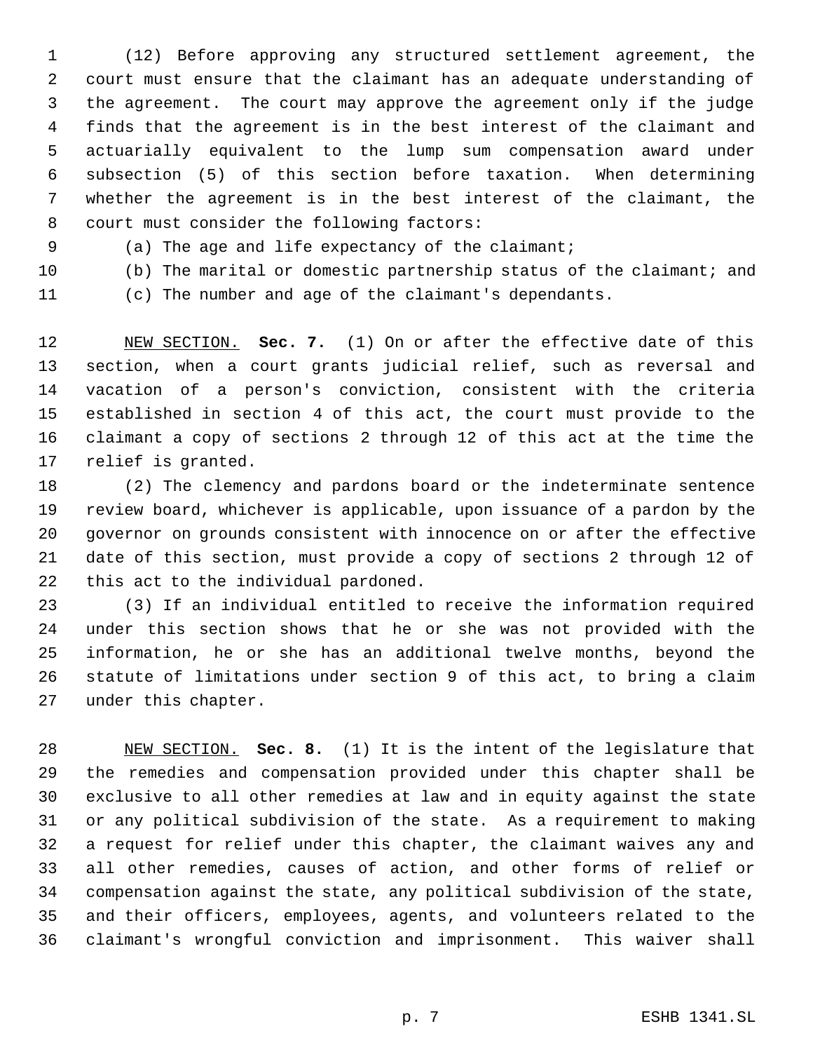(12) Before approving any structured settlement agreement, the court must ensure that the claimant has an adequate understanding of the agreement. The court may approve the agreement only if the judge finds that the agreement is in the best interest of the claimant and actuarially equivalent to the lump sum compensation award under subsection (5) of this section before taxation. When determining whether the agreement is in the best interest of the claimant, the court must consider the following factors:

(a) The age and life expectancy of the claimant;

(b) The marital or domestic partnership status of the claimant; and

(c) The number and age of the claimant's dependants.

NEW SECTION. **Sec. 7.** (1) On or after the effective date of this section, when a court grants judicial relief, such as reversal and vacation of a person's conviction, consistent with the criteria established in section 4 of this act, the court must provide to the claimant a copy of sections 2 through 12 of this act at the time the relief is granted.

(2) The clemency and pardons board or the indeterminate sentence review board, whichever is applicable, upon issuance of a pardon by the governor on grounds consistent with innocence on or after the effective date of this section, must provide a copy of sections 2 through 12 of this act to the individual pardoned.

(3) If an individual entitled to receive the information required under this section shows that he or she was not provided with the information, he or she has an additional twelve months, beyond the statute of limitations under section 9 of this act, to bring a claim under this chapter.

NEW SECTION. **Sec. 8.** (1) It is the intent of the legislature that the remedies and compensation provided under this chapter shall be exclusive to all other remedies at law and in equity against the state or any political subdivision of the state. As a requirement to making a request for relief under this chapter, the claimant waives any and all other remedies, causes of action, and other forms of relief or compensation against the state, any political subdivision of the state, and their officers, employees, agents, and volunteers related to the claimant's wrongful conviction and imprisonment. This waiver shall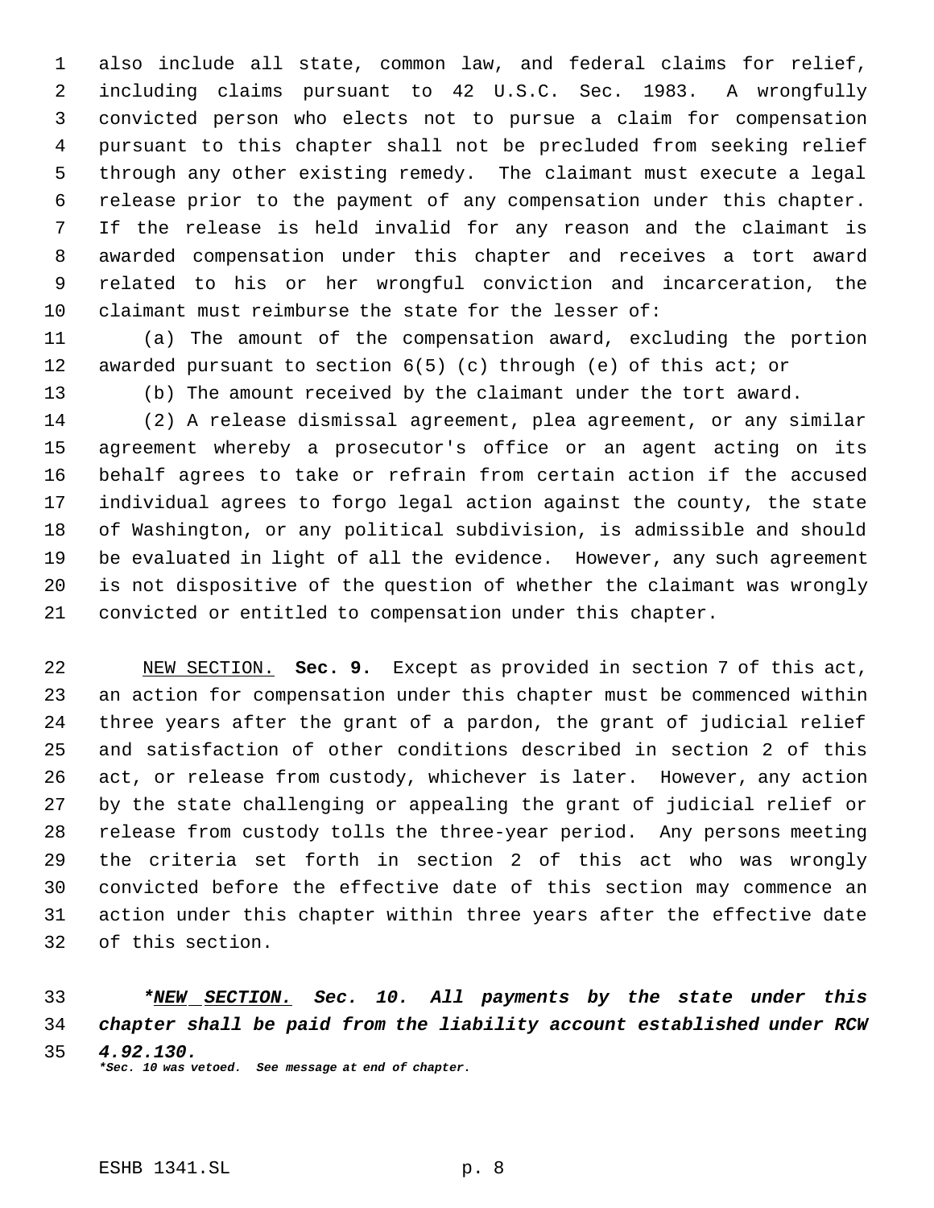also include all state, common law, and federal claims for relief, including claims pursuant to 42 U.S.C. Sec. 1983. A wrongfully convicted person who elects not to pursue a claim for compensation pursuant to this chapter shall not be precluded from seeking relief through any other existing remedy. The claimant must execute a legal release prior to the payment of any compensation under this chapter. If the release is held invalid for any reason and the claimant is awarded compensation under this chapter and receives a tort award related to his or her wrongful conviction and incarceration, the claimant must reimburse the state for the lesser of:

(a) The amount of the compensation award, excluding the portion awarded pursuant to section 6(5) (c) through (e) of this act; or

(b) The amount received by the claimant under the tort award.

(2) A release dismissal agreement, plea agreement, or any similar agreement whereby a prosecutor's office or an agent acting on its behalf agrees to take or refrain from certain action if the accused individual agrees to forgo legal action against the county, the state of Washington, or any political subdivision, is admissible and should be evaluated in light of all the evidence. However, any such agreement is not dispositive of the question of whether the claimant was wrongly convicted or entitled to compensation under this chapter.

NEW SECTION. **Sec. 9.** Except as provided in section 7 of this act, an action for compensation under this chapter must be commenced within three years after the grant of a pardon, the grant of judicial relief and satisfaction of other conditions described in section 2 of this act, or release from custody, whichever is later. However, any action by the state challenging or appealing the grant of judicial relief or release from custody tolls the three-year period. Any persons meeting the criteria set forth in section 2 of this act who was wrongly convicted before the effective date of this section may commence an action under this chapter within three years after the effective date of this section.

***NEW SECTION. Sec. 10. All payments by the state under this chapter shall be paid from the liability account established under RCW 4.92.130.***

***Sec. 10 was vetoed. See message at end of chapter.***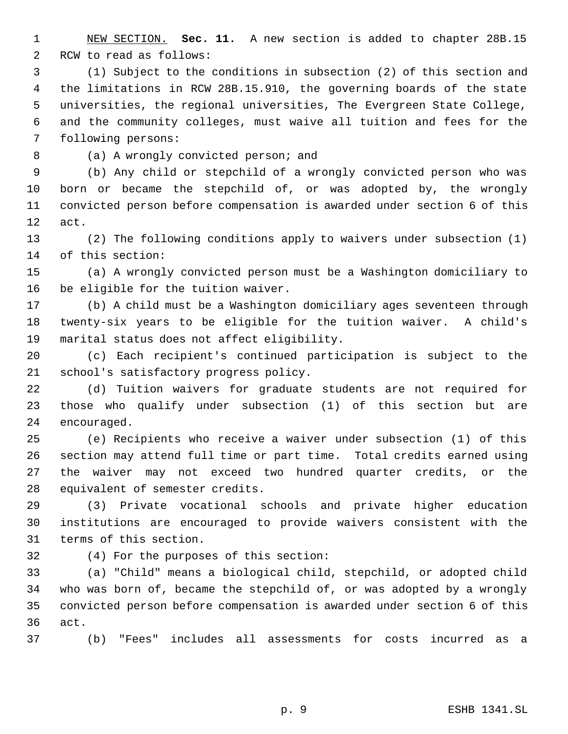NEW SECTION. **Sec. 11.** A new section is added to chapter 28B.15 RCW to read as follows:

(1) Subject to the conditions in subsection (2) of this section and the limitations in RCW 28B.15.910, the governing boards of the state universities, the regional universities, The Evergreen State College, and the community colleges, must waive all tuition and fees for the following persons:

(a) A wrongly convicted person; and

(b) Any child or stepchild of a wrongly convicted person who was born or became the stepchild of, or was adopted by, the wrongly convicted person before compensation is awarded under section 6 of this act.

(2) The following conditions apply to waivers under subsection (1) of this section:

(a) A wrongly convicted person must be a Washington domiciliary to be eligible for the tuition waiver.

(b) A child must be a Washington domiciliary ages seventeen through twenty-six years to be eligible for the tuition waiver. A child's marital status does not affect eligibility.

(c) Each recipient's continued participation is subject to the school's satisfactory progress policy.

(d) Tuition waivers for graduate students are not required for those who qualify under subsection (1) of this section but are encouraged.

(e) Recipients who receive a waiver under subsection (1) of this section may attend full time or part time. Total credits earned using the waiver may not exceed two hundred quarter credits, or the equivalent of semester credits.

(3) Private vocational schools and private higher education institutions are encouraged to provide waivers consistent with the terms of this section.

(4) For the purposes of this section:

(a) "Child" means a biological child, stepchild, or adopted child who was born of, became the stepchild of, or was adopted by a wrongly convicted person before compensation is awarded under section 6 of this act.

(b) "Fees" includes all assessments for costs incurred as a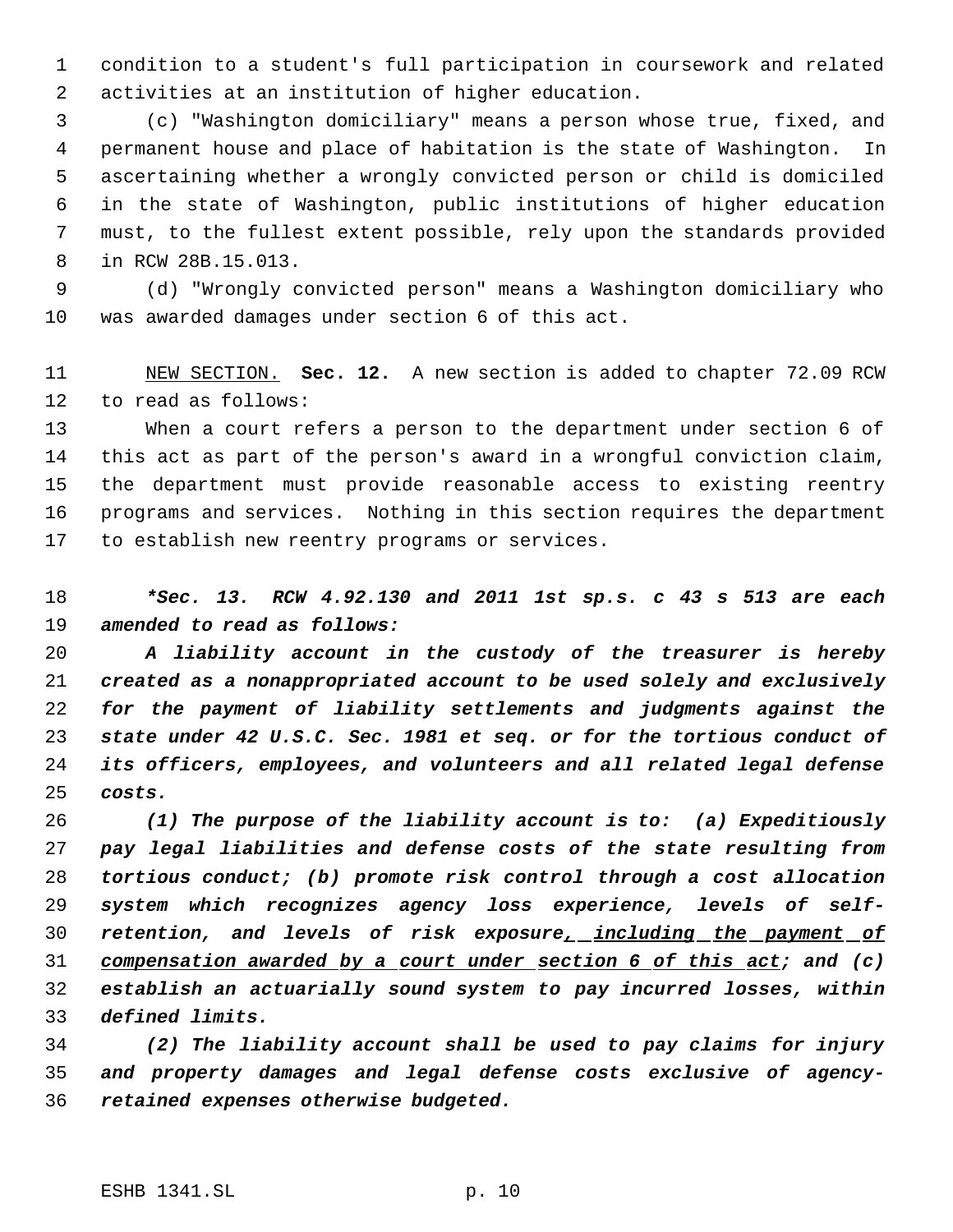condition to a student's full participation in coursework and related activities at an institution of higher education.

(c) "Washington domiciliary" means a person whose true, fixed, and permanent house and place of habitation is the state of Washington. In ascertaining whether a wrongly convicted person or child is domiciled in the state of Washington, public institutions of higher education must, to the fullest extent possible, rely upon the standards provided in RCW 28B.15.013.

(d) "Wrongly convicted person" means a Washington domiciliary who was awarded damages under section 6 of this act.

NEW SECTION. **Sec. 12.** A new section is added to chapter 72.09 RCW to read as follows:

When a court refers a person to the department under section 6 of this act as part of the person's award in a wrongful conviction claim, the department must provide reasonable access to existing reentry programs and services. Nothing in this section requires the department to establish new reentry programs or services.

***\*Sec. 13. RCW 4.92.130 and 2011 1st sp.s. c 43 s 513 are each amended to read as follows:***

***A liability account in the custody of the treasurer is hereby created as a nonappropriated account to be used solely and exclusively for the payment of liability settlements and judgments against the state under 42 U.S.C. Sec. 1981 et seq. or for the tortious conduct of its officers, employees, and volunteers and all related legal defense costs.***

***(1) The purpose of the liability account is to: (a) Expeditiously pay legal liabilities and defense costs of the state resulting from tortious conduct; (b) promote risk control through a cost allocation system which recognizes agency loss experience, levels of self-retention, and levels of risk exposure, including the payment of compensation awarded by a court under section 6 of this act; and (c) establish an actuarially sound system to pay incurred losses, within defined limits.***

***(2) The liability account shall be used to pay claims for injury and property damages and legal defense costs exclusive of agency-retained expenses otherwise budgeted.***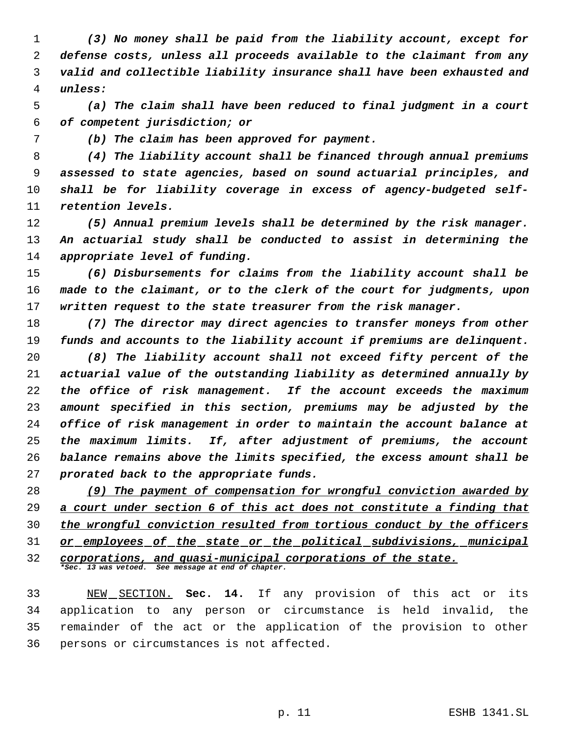*(3) No money shall be paid from the liability account, except for defense costs, unless all proceeds available to the claimant from any valid and collectible liability insurance shall have been exhausted and unless:*

*(a) The claim shall have been reduced to final judgment in a court of competent jurisdiction; or*

*(b) The claim has been approved for payment.*

*(4) The liability account shall be financed through annual premiums assessed to state agencies, based on sound actuarial principles, and shall be for liability coverage in excess of agency-budgeted self-retention levels.*

*(5) Annual premium levels shall be determined by the risk manager. An actuarial study shall be conducted to assist in determining the appropriate level of funding.*

*(6) Disbursements for claims from the liability account shall be made to the claimant, or to the clerk of the court for judgments, upon written request to the state treasurer from the risk manager.*

*(7) The director may direct agencies to transfer moneys from other funds and accounts to the liability account if premiums are delinquent.*

*(8) The liability account shall not exceed fifty percent of the actuarial value of the outstanding liability as determined annually by the office of risk management. If the account exceeds the maximum amount specified in this section, premiums may be adjusted by the office of risk management in order to maintain the account balance at the maximum limits. If, after adjustment of premiums, the account balance remains above the limits specified, the excess amount shall be prorated back to the appropriate funds.*

*<u>(9) The payment of compensation for wrongful conviction awarded by a court under section 6 of this act does not constitute a finding that the wrongful conviction resulted from tortious conduct by the officers or employees of the state or the political subdivisions, municipal corporations, and quasi-municipal corporations of the state.</u>*

***Sec. 13 was vetoed. See message at end of chapter.***

<u>NEW SECTION.</u> **Sec. 14.** If any provision of this act or its application to any person or circumstance is held invalid, the remainder of the act or the application of the provision to other persons or circumstances is not affected.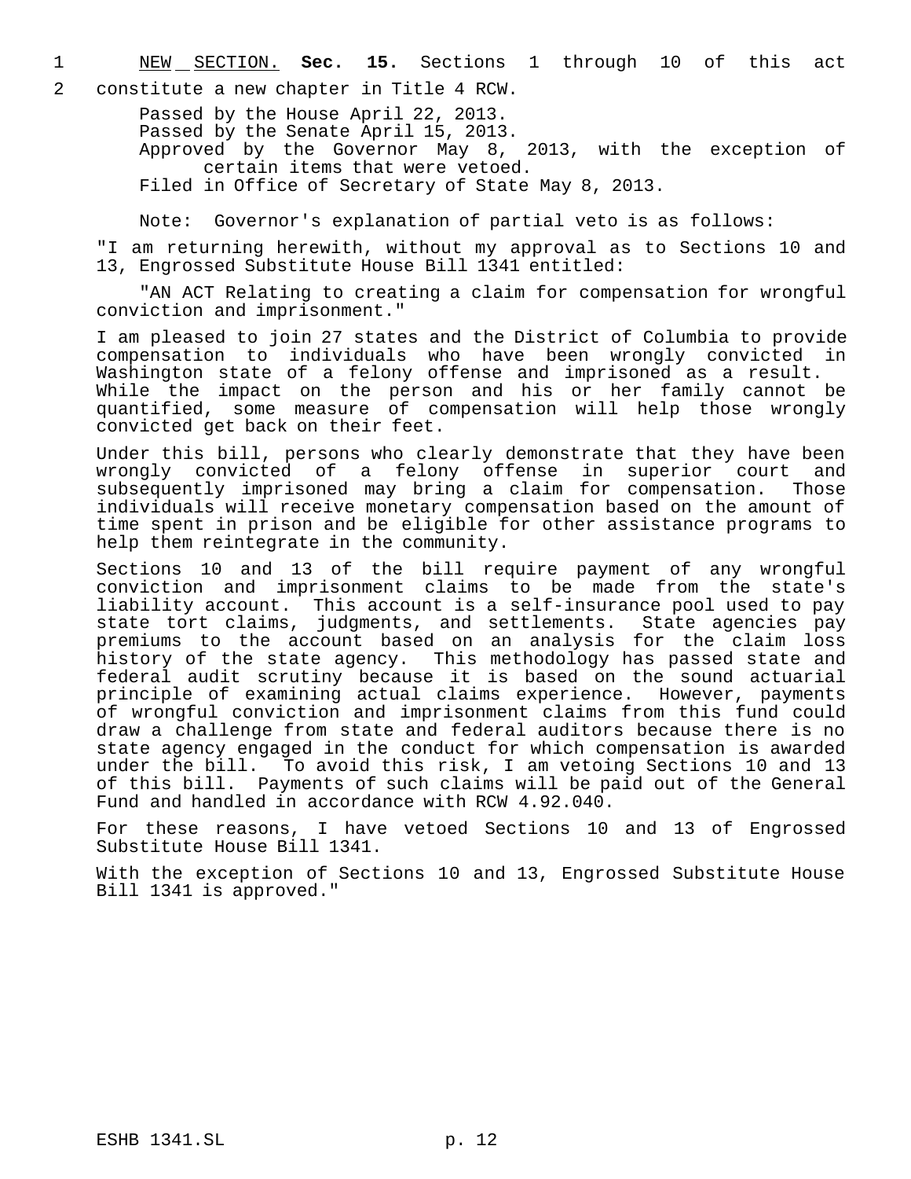NEW SECTION. **Sec. 15.** Sections 1 through 10 of this act constitute a new chapter in Title 4 RCW.

Passed by the House April 22, 2013.
Passed by the Senate April 15, 2013.
Approved by the Governor May 8, 2013, with the exception of certain items that were vetoed.
Filed in Office of Secretary of State May 8, 2013.

Note: Governor's explanation of partial veto is as follows:

"I am returning herewith, without my approval as to Sections 10 and 13, Engrossed Substitute House Bill 1341 entitled:

"AN ACT Relating to creating a claim for compensation for wrongful conviction and imprisonment."

I am pleased to join 27 states and the District of Columbia to provide compensation to individuals who have been wrongly convicted in Washington state of a felony offense and imprisoned as a result. While the impact on the person and his or her family cannot be quantified, some measure of compensation will help those wrongly convicted get back on their feet.

Under this bill, persons who clearly demonstrate that they have been wrongly convicted of a felony offense in superior court and subsequently imprisoned may bring a claim for compensation. Those individuals will receive monetary compensation based on the amount of time spent in prison and be eligible for other assistance programs to help them reintegrate in the community.

Sections 10 and 13 of the bill require payment of any wrongful conviction and imprisonment claims to be made from the state's liability account. This account is a self-insurance pool used to pay state tort claims, judgments, and settlements. State agencies pay premiums to the account based on an analysis for the claim loss history of the state agency. This methodology has passed state and federal audit scrutiny because it is based on the sound actuarial principle of examining actual claims experience. However, payments of wrongful conviction and imprisonment claims from this fund could draw a challenge from state and federal auditors because there is no state agency engaged in the conduct for which compensation is awarded under the bill. To avoid this risk, I am vetoing Sections 10 and 13 of this bill. Payments of such claims will be paid out of the General Fund and handled in accordance with RCW 4.92.040.

For these reasons, I have vetoed Sections 10 and 13 of Engrossed Substitute House Bill 1341.

With the exception of Sections 10 and 13, Engrossed Substitute House Bill 1341 is approved."